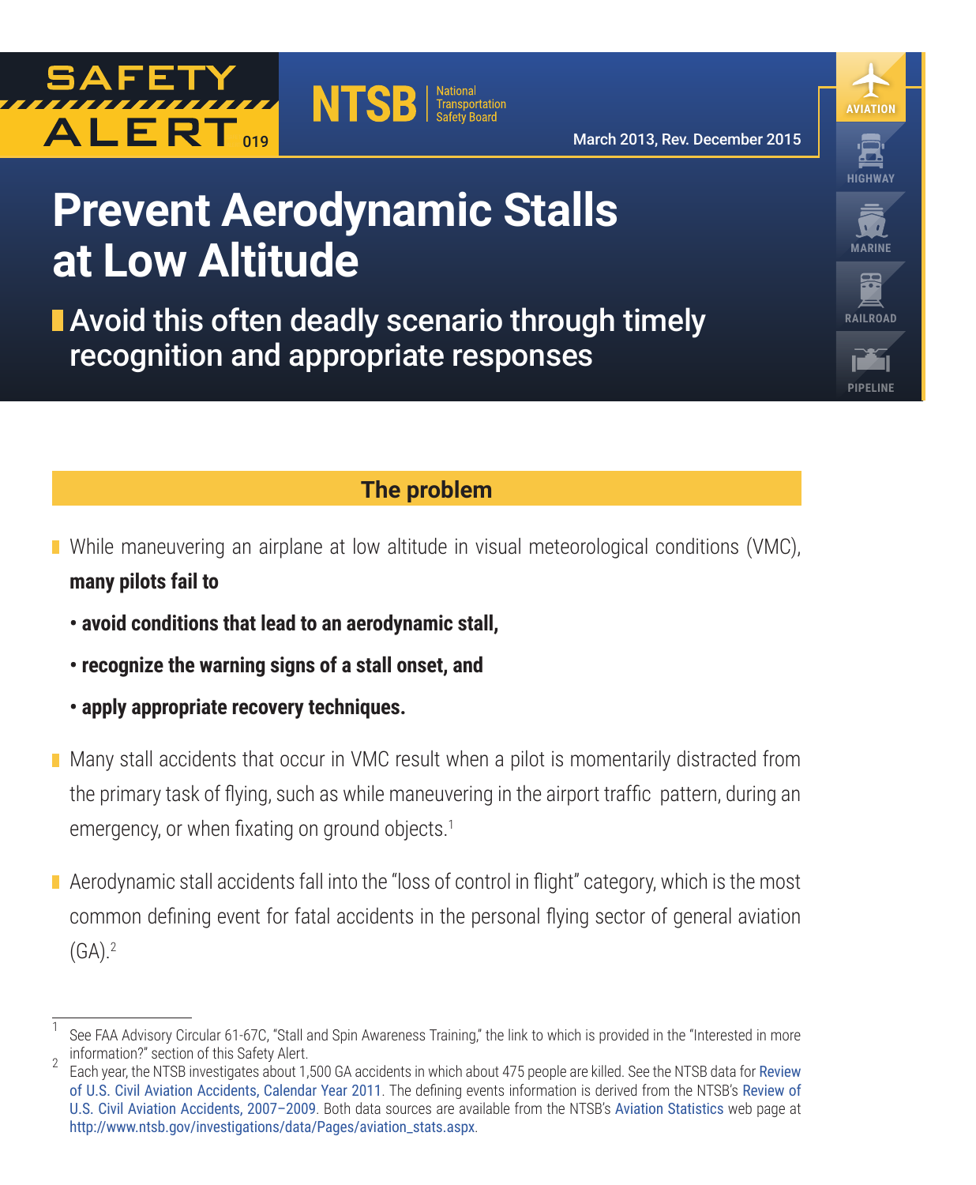SAFETY ALERT 019

NTSB | National Transportation Safety Board

March 2013, Rev. December 2015

AVIATION

HIGHWAY

MARINE

RAILROAD

PIPELINE

# Prevent Aerodynamic Stalls at Low Altitude

## Avoid this often deadly scenario through timely recognition and appropriate responses

### The problem

- While maneuvering an airplane at low altitude in visual meteorological conditions (VMC), **many pilots fail to**
  - **avoid conditions that lead to an aerodynamic stall,**
  - **recognize the warning signs of a stall onset, and**
  - **apply appropriate recovery techniques.**
- Many stall accidents that occur in VMC result when a pilot is momentarily distracted from the primary task of flying, such as while maneuvering in the airport traffic pattern, during an emergency, or when fixating on ground objects.[1]
- Aerodynamic stall accidents fall into the "loss of control in flight" category, which is the most common defining event for fatal accidents in the personal flying sector of general aviation (GA).[2]

---

[1] See FAA Advisory Circular 61-67C, "Stall and Spin Awareness Training," the link to which is provided in the "Interested in more information?" section of this Safety Alert.

[2] Each year, the NTSB investigates about 1,500 GA accidents in which about 475 people are killed. See the NTSB data for Review of U.S. Civil Aviation Accidents, Calendar Year 2011. The defining events information is derived from the NTSB's Review of U.S. Civil Aviation Accidents, 2007–2009. Both data sources are available from the NTSB's Aviation Statistics web page at http://www.ntsb.gov/investigations/data/Pages/aviation_stats.aspx.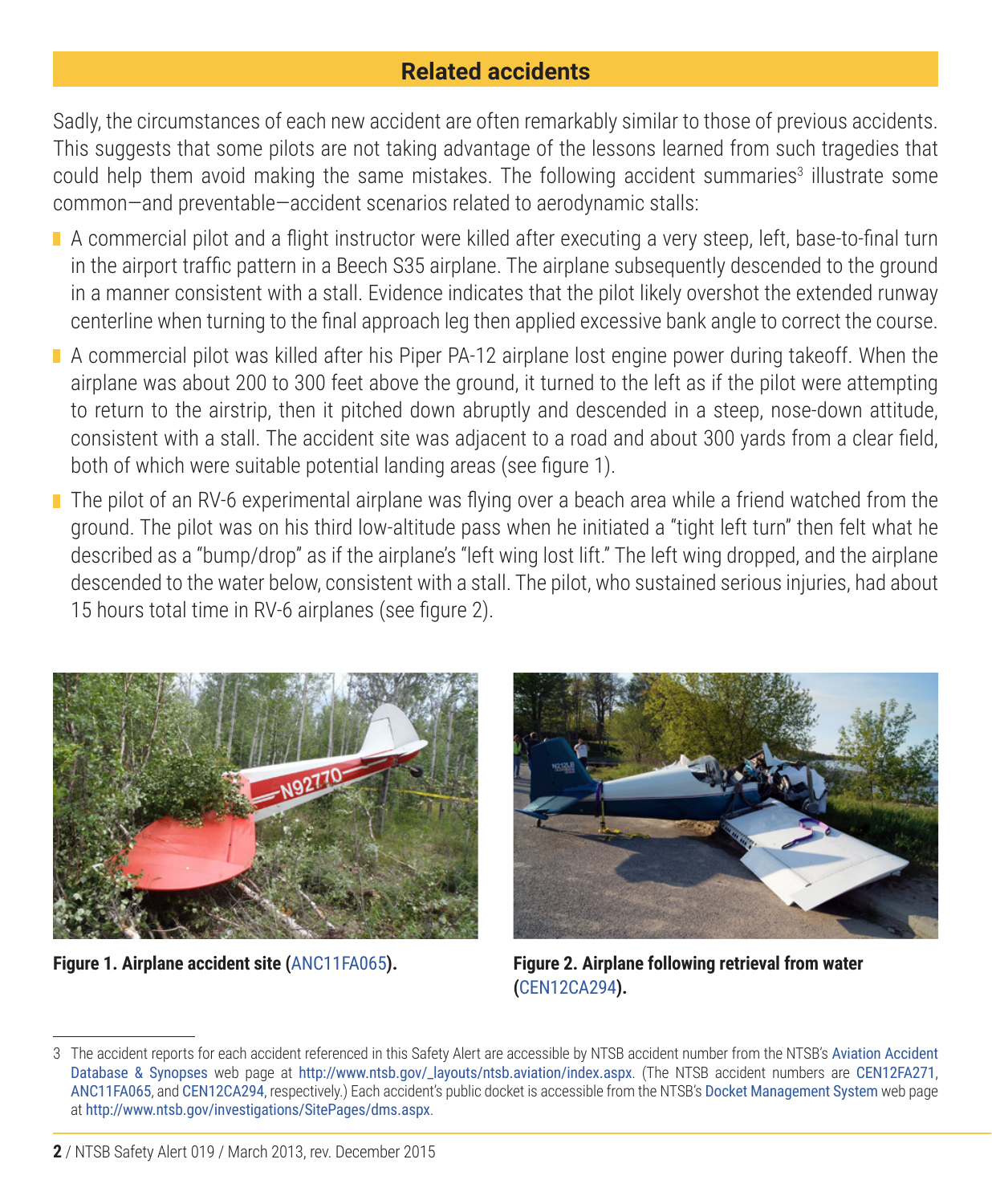## Related accidents

Sadly, the circumstances of each new accident are often remarkably similar to those of previous accidents. This suggests that some pilots are not taking advantage of the lessons learned from such tragedies that could help them avoid making the same mistakes. The following accident summaries[3] illustrate some common—and preventable—accident scenarios related to aerodynamic stalls:

- A commercial pilot and a flight instructor were killed after executing a very steep, left, base-to-final turn in the airport traffic pattern in a Beech S35 airplane. The airplane subsequently descended to the ground in a manner consistent with a stall. Evidence indicates that the pilot likely overshot the extended runway centerline when turning to the final approach leg then applied excessive bank angle to correct the course.
- A commercial pilot was killed after his Piper PA-12 airplane lost engine power during takeoff. When the airplane was about 200 to 300 feet above the ground, it turned to the left as if the pilot were attempting to return to the airstrip, then it pitched down abruptly and descended in a steep, nose-down attitude, consistent with a stall. The accident site was adjacent to a road and about 300 yards from a clear field, both of which were suitable potential landing areas (see figure 1).
- The pilot of an RV-6 experimental airplane was flying over a beach area while a friend watched from the ground. The pilot was on his third low-altitude pass when he initiated a "tight left turn" then felt what he described as a "bump/drop" as if the airplane's "left wing lost lift." The left wing dropped, and the airplane descended to the water below, consistent with a stall. The pilot, who sustained serious injuries, had about 15 hours total time in RV-6 airplanes (see figure 2).

**Figure 1. Airplane accident site (ANC11FA065).**

**Figure 2. Airplane following retrieval from water (CEN12CA294).**

---

3 The accident reports for each accident referenced in this Safety Alert are accessible by NTSB accident number from the NTSB's Aviation Accident Database & Synopses web page at http://www.ntsb.gov/_layouts/ntsb.aviation/index.aspx. (The NTSB accident numbers are CEN12FA271, ANC11FA065, and CEN12CA294, respectively.) Each accident's public docket is accessible from the NTSB's Docket Management System web page at http://www.ntsb.gov/investigations/SitePages/dms.aspx.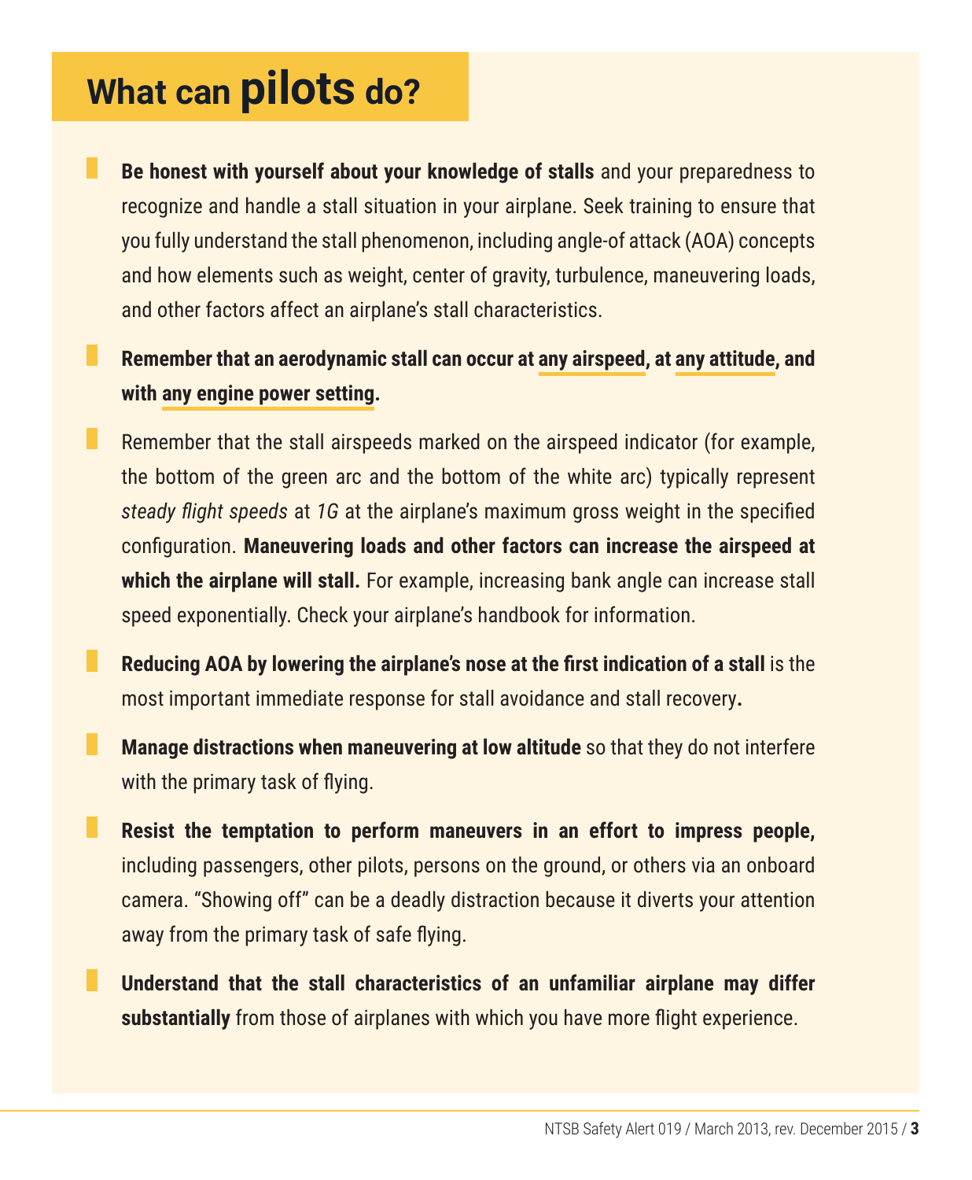# What can **pilots** do?

- **Be honest with yourself about your knowledge of stalls** and your preparedness to recognize and handle a stall situation in your airplane. Seek training to ensure that you fully understand the stall phenomenon, including angle-of attack (AOA) concepts and how elements such as weight, center of gravity, turbulence, maneuvering loads, and other factors affect an airplane's stall characteristics.

- **Remember that an aerodynamic stall can occur at any airspeed, at any attitude, and with any engine power setting.**

- Remember that the stall airspeeds marked on the airspeed indicator (for example, the bottom of the green arc and the bottom of the white arc) typically represent *steady flight speeds* at *1G* at the airplane's maximum gross weight in the specified configuration. **Maneuvering loads and other factors can increase the airspeed at which the airplane will stall.** For example, increasing bank angle can increase stall speed exponentially. Check your airplane's handbook for information.

- **Reducing AOA by lowering the airplane's nose at the first indication of a stall** is the most important immediate response for stall avoidance and stall recovery**.**

- **Manage distractions when maneuvering at low altitude** so that they do not interfere with the primary task of flying.

- **Resist the temptation to perform maneuvers in an effort to impress people,** including passengers, other pilots, persons on the ground, or others via an onboard camera. "Showing off" can be a deadly distraction because it diverts your attention away from the primary task of safe flying.

- **Understand that the stall characteristics of an unfamiliar airplane may differ substantially** from those of airplanes with which you have more flight experience.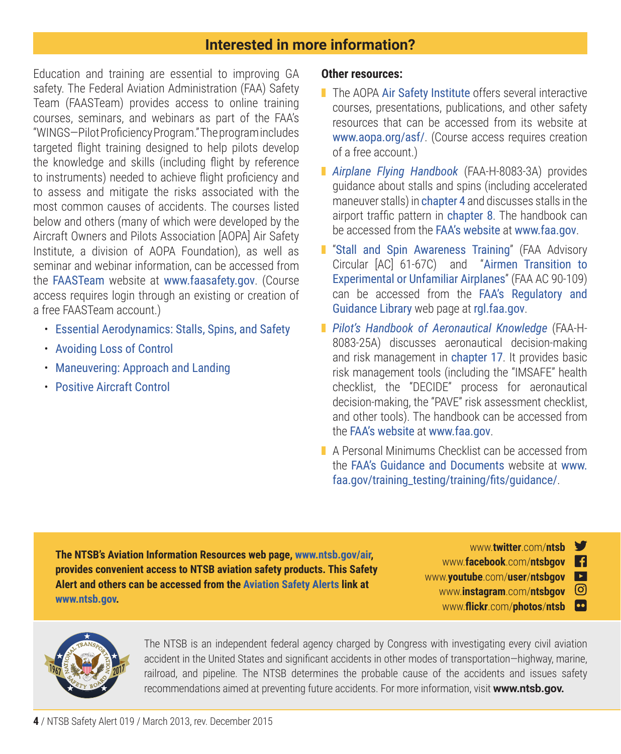## Interested in more information?

Education and training are essential to improving GA safety. The Federal Aviation Administration (FAA) Safety Team (FAASTeam) provides access to online training courses, seminars, and webinars as part of the FAA's "WINGS—Pilot Proficiency Program." The program includes targeted flight training designed to help pilots develop the knowledge and skills (including flight by reference to instruments) needed to achieve flight proficiency and to assess and mitigate the risks associated with the most common causes of accidents. The courses listed below and others (many of which were developed by the Aircraft Owners and Pilots Association [AOPA] Air Safety Institute, a division of AOPA Foundation), as well as seminar and webinar information, can be accessed from the FAASTeam website at www.faasafety.gov. (Course access requires login through an existing or creation of a free FAASTeam account.)

- Essential Aerodynamics: Stalls, Spins, and Safety
- Avoiding Loss of Control
- Maneuvering: Approach and Landing
- Positive Aircraft Control

**Other resources:**

- The AOPA Air Safety Institute offers several interactive courses, presentations, publications, and other safety resources that can be accessed from its website at www.aopa.org/asf/. (Course access requires creation of a free account.)
- *Airplane Flying Handbook* (FAA-H-8083-3A) provides guidance about stalls and spins (including accelerated maneuver stalls) in chapter 4 and discusses stalls in the airport traffic pattern in chapter 8. The handbook can be accessed from the FAA's website at www.faa.gov.
- "Stall and Spin Awareness Training" (FAA Advisory Circular [AC] 61-67C) and "Airmen Transition to Experimental or Unfamiliar Airplanes" (FAA AC 90-109) can be accessed from the FAA's Regulatory and Guidance Library web page at rgl.faa.gov.
- *Pilot's Handbook of Aeronautical Knowledge* (FAA-H-8083-25A) discusses aeronautical decision-making and risk management in chapter 17. It provides basic risk management tools (including the "IMSAFE" health checklist, the "DECIDE" process for aeronautical decision-making, the "PAVE" risk assessment checklist, and other tools). The handbook can be accessed from the FAA's website at www.faa.gov.
- A Personal Minimums Checklist can be accessed from the FAA's Guidance and Documents website at www.faa.gov/training_testing/training/fits/guidance/.

**The NTSB's Aviation Information Resources web page, www.ntsb.gov/air, provides convenient access to NTSB aviation safety products. This Safety Alert and others can be accessed from the Aviation Safety Alerts link at www.ntsb.gov.**

www.**twitter**.com/**ntsb**
www.**facebook**.com/**ntsbgov**
www.**youtube**.com/**user**/**ntsbgov**
www.**instagram**.com/**ntsbgov**
www.**flickr**.com/**photos**/**ntsb**

The NTSB is an independent federal agency charged by Congress with investigating every civil aviation accident in the United States and significant accidents in other modes of transportation—highway, marine, railroad, and pipeline. The NTSB determines the probable cause of the accidents and issues safety recommendations aimed at preventing future accidents. For more information, visit **www.ntsb.gov.**

NTSB Safety Alert 019 / March 2013, rev. December 2015